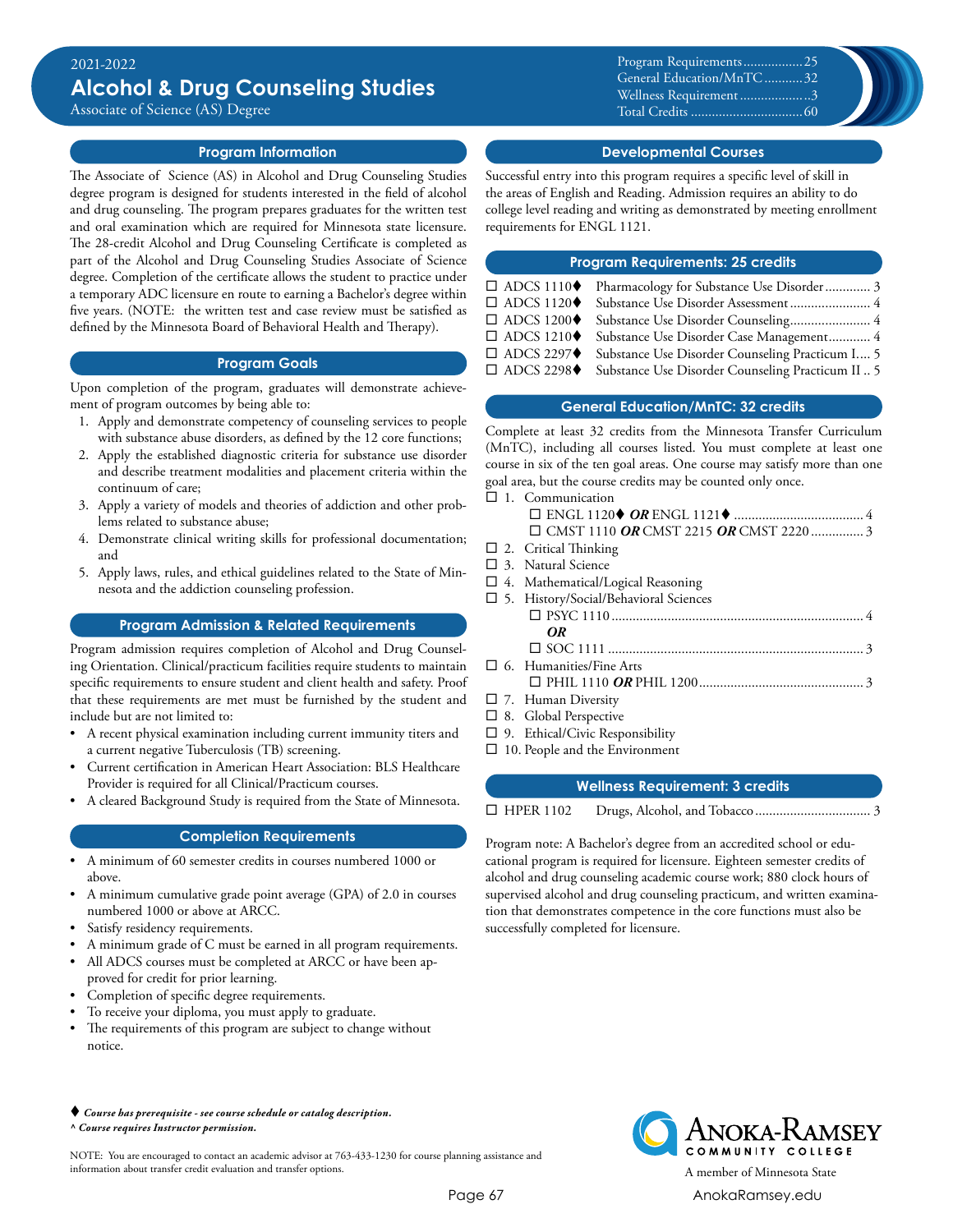2021-2022

# Alcohol & Drug Counseling Studies

Associate of Science (AS) Degree

| | |
|---|---|
| Program Requirements | 25 |
| General Education/MnTC | 32 |
| Wellness Requirement | 3 |
| Total Credits | 60 |

## Program Information

The Associate of Science (AS) in Alcohol and Drug Counseling Studies degree program is designed for students interested in the field of alcohol and drug counseling. The program prepares graduates for the written test and oral examination which are required for Minnesota state licensure. The 28-credit Alcohol and Drug Counseling Certificate is completed as part of the Alcohol and Drug Counseling Studies Associate of Science degree. Completion of the certificate allows the student to practice under a temporary ADC licensure en route to earning a Bachelor's degree within five years. (NOTE: the written test and case review must be satisfied as defined by the Minnesota Board of Behavioral Health and Therapy).

## Program Goals

Upon completion of the program, graduates will demonstrate achievement of program outcomes by being able to:

1. Apply and demonstrate competency of counseling services to people with substance abuse disorders, as defined by the 12 core functions;
2. Apply the established diagnostic criteria for substance use disorder and describe treatment modalities and placement criteria within the continuum of care;
3. Apply a variety of models and theories of addiction and other problems related to substance abuse;
4. Demonstrate clinical writing skills for professional documentation; and
5. Apply laws, rules, and ethical guidelines related to the State of Minnesota and the addiction counseling profession.

## Program Admission & Related Requirements

Program admission requires completion of Alcohol and Drug Counseling Orientation. Clinical/practicum facilities require students to maintain specific requirements to ensure student and client health and safety. Proof that these requirements are met must be furnished by the student and include but are not limited to:

- A recent physical examination including current immunity titers and a current negative Tuberculosis (TB) screening.
- Current certification in American Heart Association: BLS Healthcare Provider is required for all Clinical/Practicum courses.
- A cleared Background Study is required from the State of Minnesota.

## Completion Requirements

- A minimum of 60 semester credits in courses numbered 1000 or above.
- A minimum cumulative grade point average (GPA) of 2.0 in courses numbered 1000 or above at ARCC.
- Satisfy residency requirements.
- A minimum grade of C must be earned in all program requirements.
- All ADCS courses must be completed at ARCC or have been approved for credit for prior learning.
- Completion of specific degree requirements.
- To receive your diploma, you must apply to graduate.
- The requirements of this program are subject to change without notice.

## Developmental Courses

Successful entry into this program requires a specific level of skill in the areas of English and Reading. Admission requires an ability to do college level reading and writing as demonstrated by meeting enrollment requirements for ENGL 1121.

## Program Requirements: 25 credits

| Course | Title | Credits |
|---|---|---|
| ☐ ADCS 1110♦ | Pharmacology for Substance Use Disorder | 3 |
| ☐ ADCS 1120♦ | Substance Use Disorder Assessment | 4 |
| ☐ ADCS 1200♦ | Substance Use Disorder Counseling | 4 |
| ☐ ADCS 1210♦ | Substance Use Disorder Case Management | 4 |
| ☐ ADCS 2297♦ | Substance Use Disorder Counseling Practicum I | 5 |
| ☐ ADCS 2298♦ | Substance Use Disorder Counseling Practicum II | 5 |

## General Education/MnTC: 32 credits

Complete at least 32 credits from the Minnesota Transfer Curriculum (MnTC), including all courses listed. You must complete at least one course in six of the ten goal areas. One course may satisfy more than one goal area, but the course credits may be counted only once.

- ☐ 1. Communication
  - ☐ ENGL 1120♦ ***OR*** ENGL 1121♦ .......... 4
  - ☐ CMST 1110 ***OR*** CMST 2215 ***OR*** CMST 2220 .......... 3
- ☐ 2. Critical Thinking
- ☐ 3. Natural Science
- ☐ 4. Mathematical/Logical Reasoning
- ☐ 5. History/Social/Behavioral Sciences
  - ☐ PSYC 1110 .......... 4
  
    ***OR***
  - ☐ SOC 1111 .......... 3
- ☐ 6. Humanities/Fine Arts
  - ☐ PHIL 1110 ***OR*** PHIL 1200 .......... 3
- ☐ 7. Human Diversity
- ☐ 8. Global Perspective
- ☐ 9. Ethical/Civic Responsibility
- ☐ 10. People and the Environment

## Wellness Requirement: 3 credits

| Course | Title | Credits |
|---|---|---|
| ☐ HPER 1102 | Drugs, Alcohol, and Tobacco | 3 |

Program note: A Bachelor's degree from an accredited school or educational program is required for licensure. Eighteen semester credits of alcohol and drug counseling academic course work; 880 clock hours of supervised alcohol and drug counseling practicum, and written examination that demonstrates competence in the core functions must also be successfully completed for licensure.

♦ ***Course has prerequisite - see course schedule or catalog description.***

^ ***Course requires Instructor permission.***

NOTE: You are encouraged to contact an academic advisor at 763-433-1230 for course planning assistance and information about transfer credit evaluation and transfer options.

Anoka-Ramsey Community College

A member of Minnesota State

AnokaRamsey.edu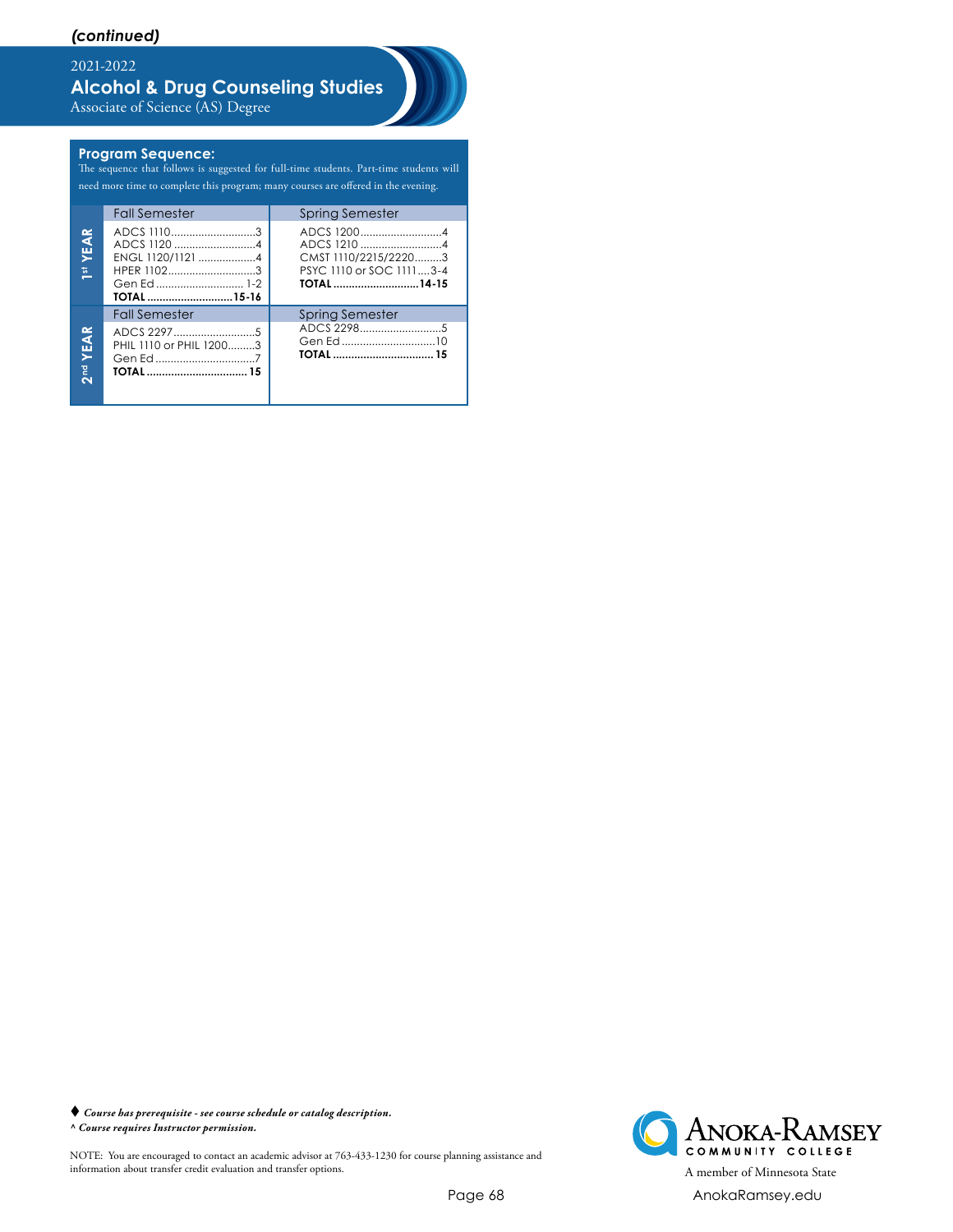*(continued)*

2021-2022

## Alcohol & Drug Counseling Studies

Associate of Science (AS) Degree

### Program Sequence:

The sequence that follows is suggested for full-time students. Part-time students will need more time to complete this program; many courses are offered in the evening.

| | Fall Semester | Spring Semester |
|---|---|---|
| 1st YEAR | ADCS 1110....3<br>ADCS 1120....4<br>ENGL 1120/1121....4<br>HPER 1102....3<br>Gen Ed....1-2<br>**TOTAL....15-16** | ADCS 1200....4<br>ADCS 1210....4<br>CMST 1110/2215/2220....3<br>PSYC 1110 or SOC 1111....3-4<br>**TOTAL....14-15** |
| | Fall Semester | Spring Semester |
| 2nd YEAR | ADCS 2297....5<br>PHIL 1110 or PHIL 1200....3<br>Gen Ed....7<br>**TOTAL....15** | ADCS 2298....5<br>Gen Ed....10<br>**TOTAL....15** |

♦ ***Course has prerequisite - see course schedule or catalog description.***

^ ***Course requires Instructor permission.***

NOTE: You are encouraged to contact an academic advisor at 763-433-1230 for course planning assistance and information about transfer credit evaluation and transfer options.

Anoka-Ramsey Community College

A member of Minnesota State

AnokaRamsey.edu